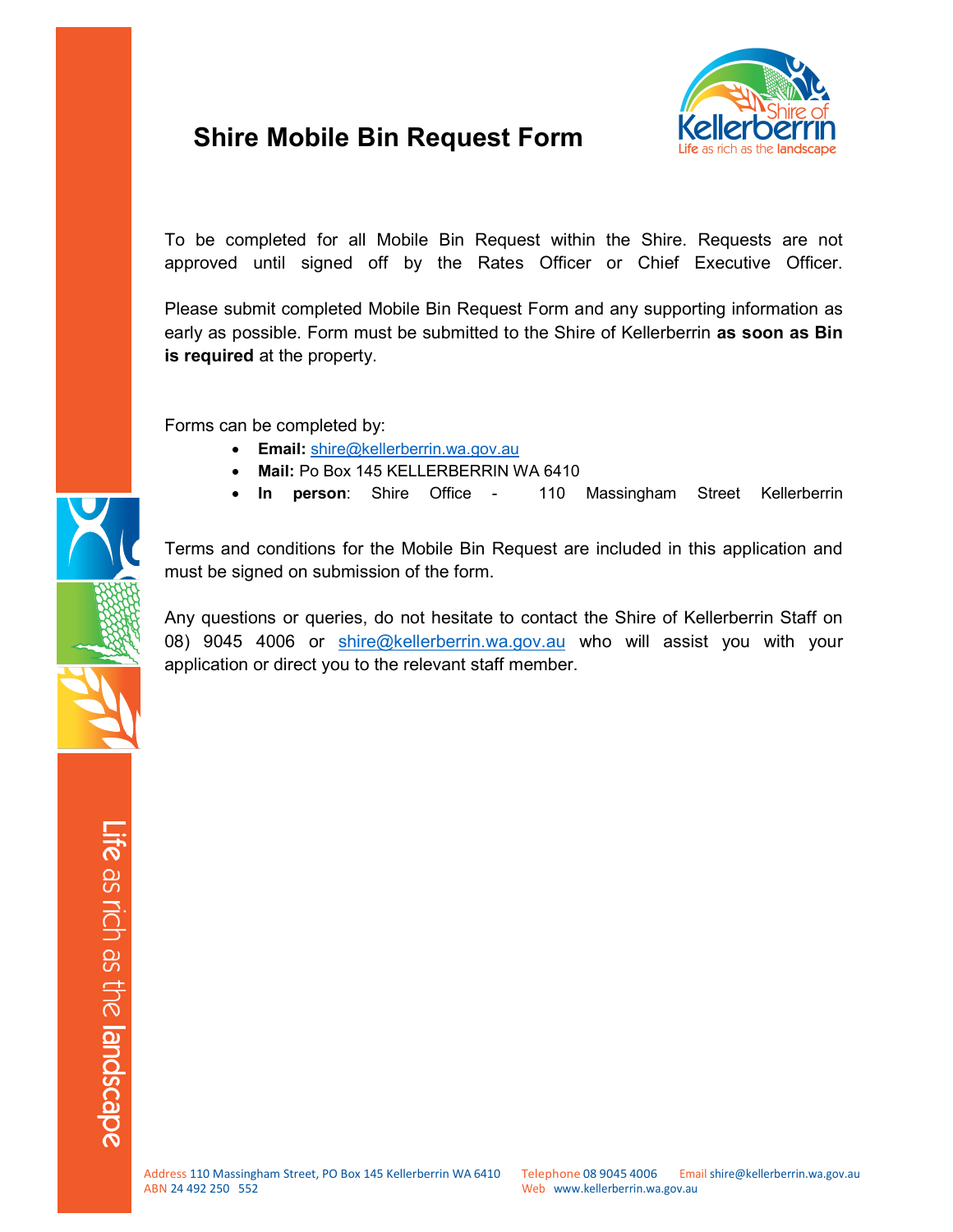# Shire Mobile Bin Request Form

To be completed for all Mobile Bin Request within the Shire. Requests are not approved until signed off by the Rates Officer or Chief Executive Officer.

Please submit completed Mobile Bin Request Form and any supporting information as early as possible. Form must be submitted to the Shire of Kellerberrin **as soon as Bin is required** at the property.

Forms can be completed by:

- **Email:** shire@kellerberrin.wa.gov.au
- **Mail:** Po Box 145 KELLERBERRIN WA 6410
- **In person**: Shire Office - 110 Massingham Street Kellerberrin

Terms and conditions for the Mobile Bin Request are included in this application and must be signed on submission of the form.

Any questions or queries, do not hesitate to contact the Shire of Kellerberrin Staff on 08) 9045 4006 or shire@kellerberrin.wa.gov.au who will assist you with your application or direct you to the relevant staff member.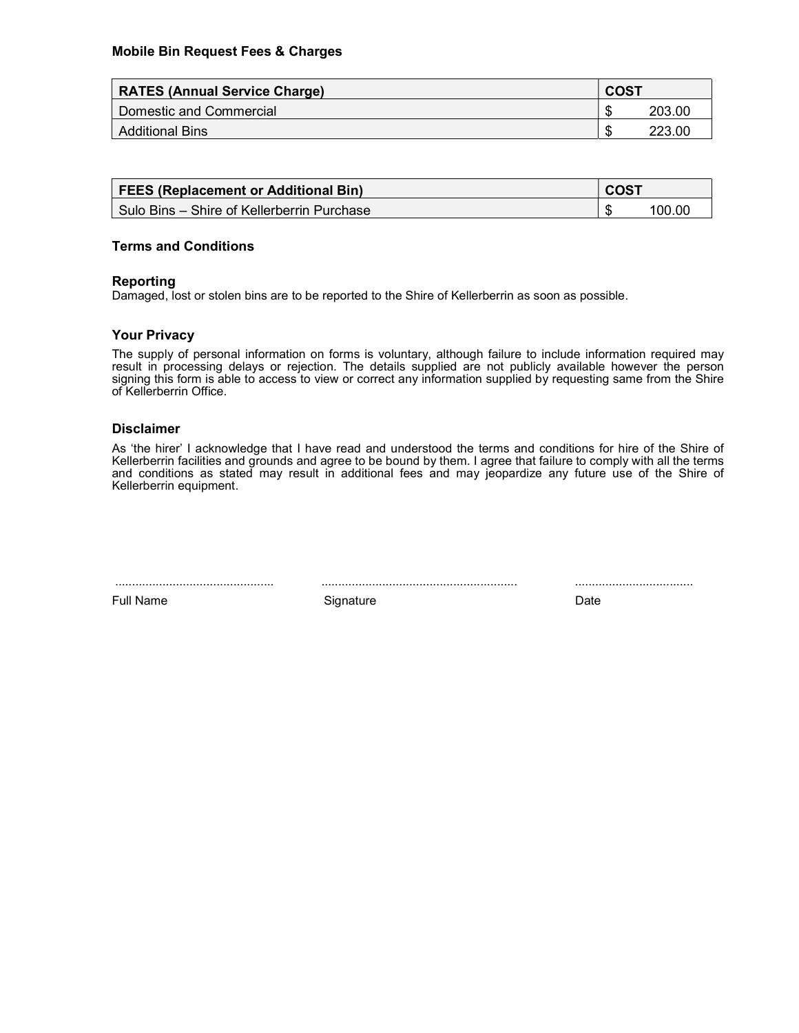### Mobile Bin Request Fees & Charges

| RATES (Annual Service Charge) | COST |
|---|---|
| Domestic and Commercial | $ 203.00 |
| Additional Bins | $ 223.00 |

| FEES (Replacement or Additional Bin) | COST |
|---|---|
| Sulo Bins – Shire of Kellerberrin Purchase | $ 100.00 |

### Terms and Conditions

### Reporting

Damaged, lost or stolen bins are to be reported to the Shire of Kellerberrin as soon as possible.

### Your Privacy

The supply of personal information on forms is voluntary, although failure to include information required may result in processing delays or rejection. The details supplied are not publicly available however the person signing this form is able to access to view or correct any information supplied by requesting same from the Shire of Kellerberrin Office.

### Disclaimer

As 'the hirer' I acknowledge that I have read and understood the terms and conditions for hire of the Shire of Kellerberrin facilities and grounds and agree to be bound by them. I agree that failure to comply with all the terms and conditions as stated may result in additional fees and may jeopardize any future use of the Shire of Kellerberrin equipment.

............................................... .......................................................... ..................................

Full Name Signature Date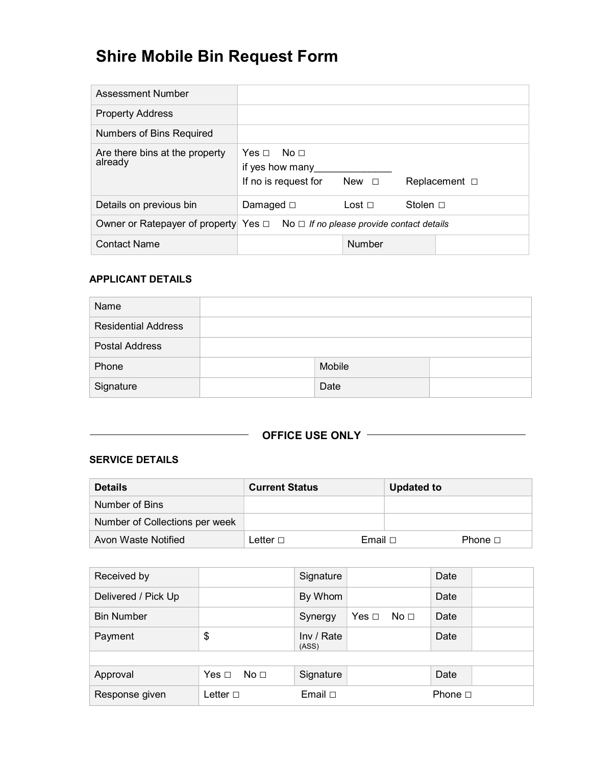# Shire Mobile Bin Request Form

| | | | |
|---|---|---|---|
| Assessment Number | | | |
| Property Address | | | |
| Numbers of Bins Required | | | |
| Are there bins at the property already | Yes □ No □<br>if yes how many______________<br>If no is request for New □ Replacement □ | | |
| Details on previous bin | Damaged □ Lost □ Stolen □ | | |
| Owner or Ratepayer of property | Yes □ No □ *If no please provide contact details* | | |
| Contact Name | | Number | |

### APPLICANT DETAILS

| | | | |
|---|---|---|---|
| Name | | | |
| Residential Address | | | |
| Postal Address | | | |
| Phone | | Mobile | |
| Signature | | Date | |

## OFFICE USE ONLY

### SERVICE DETAILS

| Details | Current Status | Updated to |
|---|---|---|
| Number of Bins | | |
| Number of Collections per week | | |
| Avon Waste Notified | Letter □ Email □ | Phone □ |

| | | | | | |
|---|---|---|---|---|---|
| Received by | | Signature | | Date | |
| Delivered / Pick Up | | By Whom | | Date | |
| Bin Number | | Synergy | Yes □ No □ | Date | |
| Payment | $ | Inv / Rate (ASS) | | Date | |
| | | | | | |
| Approval | Yes □ No □ | Signature | | Date | |
| Response given | Letter □ | Email □ | | Phone □ | |